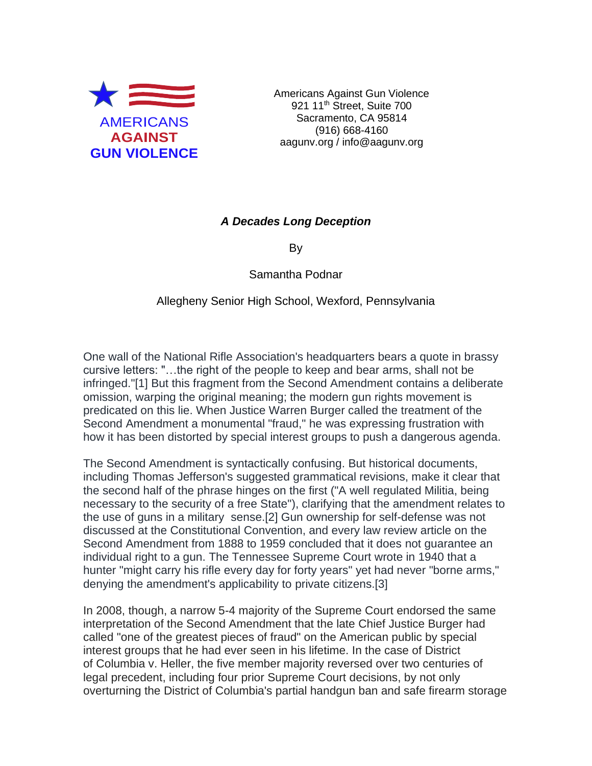AMERICANS **AGAINST** **GUN VIOLENCE**

Americans Against Gun Violence
921 11th Street, Suite 700
Sacramento, CA 95814
(916) 668-4160
aagunv.org / info@aagunv.org

***A Decades Long Deception***

By

Samantha Podnar

Allegheny Senior High School, Wexford, Pennsylvania

One wall of the National Rifle Association's headquarters bears a quote in brassy cursive letters: "…the right of the people to keep and bear arms, shall not be infringed."[1] But this fragment from the Second Amendment contains a deliberate omission, warping the original meaning; the modern gun rights movement is predicated on this lie. When Justice Warren Burger called the treatment of the Second Amendment a monumental "fraud," he was expressing frustration with how it has been distorted by special interest groups to push a dangerous agenda.

The Second Amendment is syntactically confusing. But historical documents, including Thomas Jefferson's suggested grammatical revisions, make it clear that the second half of the phrase hinges on the first ("A well regulated Militia, being necessary to the security of a free State"), clarifying that the amendment relates to the use of guns in a military sense.[2] Gun ownership for self-defense was not discussed at the Constitutional Convention, and every law review article on the Second Amendment from 1888 to 1959 concluded that it does not guarantee an individual right to a gun. The Tennessee Supreme Court wrote in 1940 that a hunter "might carry his rifle every day for forty years" yet had never "borne arms," denying the amendment's applicability to private citizens.[3]

In 2008, though, a narrow 5-4 majority of the Supreme Court endorsed the same interpretation of the Second Amendment that the late Chief Justice Burger had called "one of the greatest pieces of fraud" on the American public by special interest groups that he had ever seen in his lifetime. In the case of District of Columbia v. Heller, the five member majority reversed over two centuries of legal precedent, including four prior Supreme Court decisions, by not only overturning the District of Columbia's partial handgun ban and safe firearm storage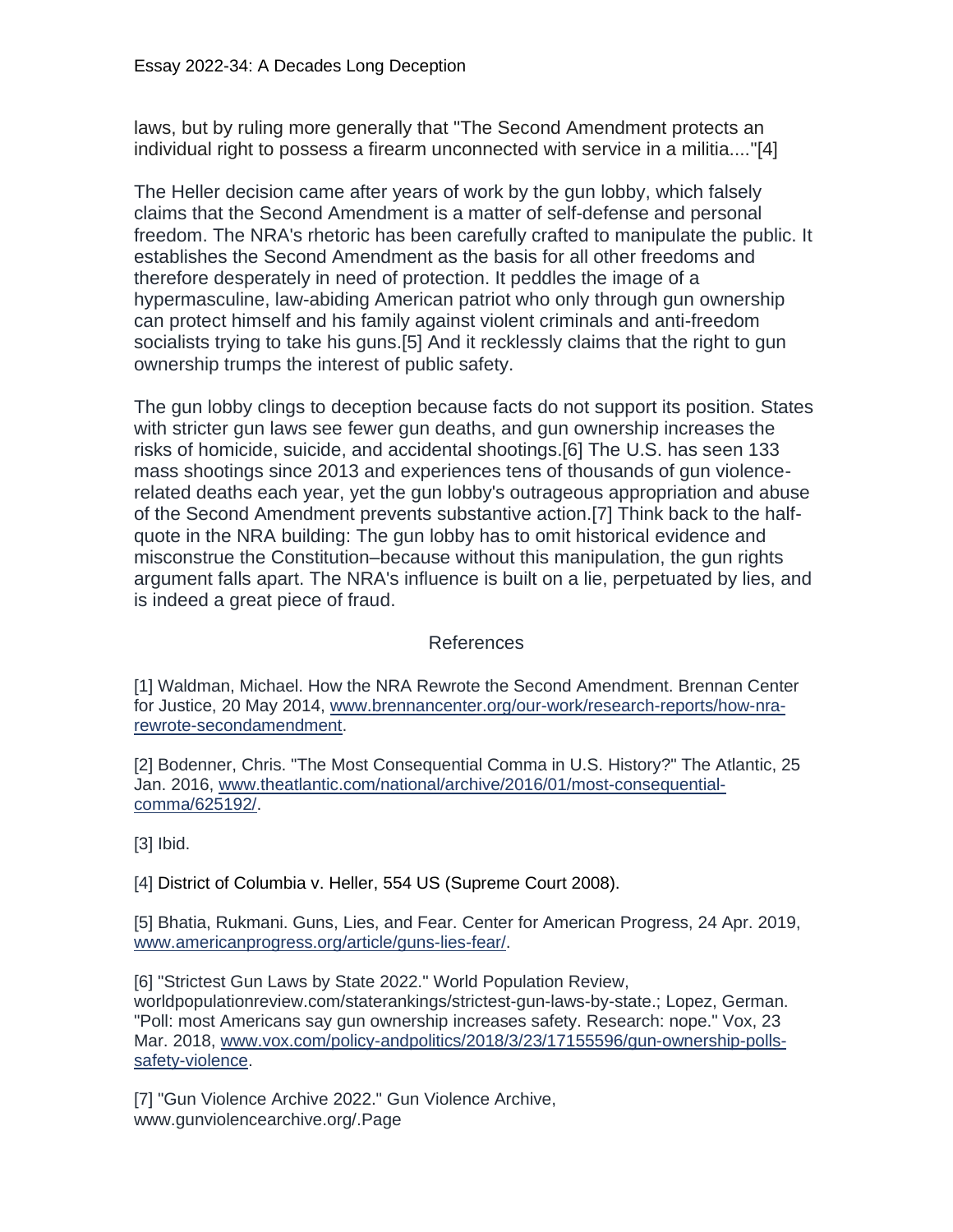laws, but by ruling more generally that "The Second Amendment protects an individual right to possess a firearm unconnected with service in a militia...."[4]

The Heller decision came after years of work by the gun lobby, which falsely claims that the Second Amendment is a matter of self-defense and personal freedom. The NRA's rhetoric has been carefully crafted to manipulate the public. It establishes the Second Amendment as the basis for all other freedoms and therefore desperately in need of protection. It peddles the image of a hypermasculine, law-abiding American patriot who only through gun ownership can protect himself and his family against violent criminals and anti-freedom socialists trying to take his guns.[5] And it recklessly claims that the right to gun ownership trumps the interest of public safety.

The gun lobby clings to deception because facts do not support its position. States with stricter gun laws see fewer gun deaths, and gun ownership increases the risks of homicide, suicide, and accidental shootings.[6] The U.S. has seen 133 mass shootings since 2013 and experiences tens of thousands of gun violence-related deaths each year, yet the gun lobby's outrageous appropriation and abuse of the Second Amendment prevents substantive action.[7] Think back to the half-quote in the NRA building: The gun lobby has to omit historical evidence and misconstrue the Constitution–because without this manipulation, the gun rights argument falls apart. The NRA's influence is built on a lie, perpetuated by lies, and is indeed a great piece of fraud.

## References

[1] Waldman, Michael. How the NRA Rewrote the Second Amendment. Brennan Center for Justice, 20 May 2014, www.brennancenter.org/our-work/research-reports/how-nra-rewrote-secondamendment.

[2] Bodenner, Chris. "The Most Consequential Comma in U.S. History?" The Atlantic, 25 Jan. 2016, www.theatlantic.com/national/archive/2016/01/most-consequential-comma/625192/.

[3] Ibid.

[4] District of Columbia v. Heller, 554 US (Supreme Court 2008).

[5] Bhatia, Rukmani. Guns, Lies, and Fear. Center for American Progress, 24 Apr. 2019, www.americanprogress.org/article/guns-lies-fear/.

[6] "Strictest Gun Laws by State 2022." World Population Review, worldpopulationreview.com/staterankings/strictest-gun-laws-by-state.; Lopez, German. "Poll: most Americans say gun ownership increases safety. Research: nope." Vox, 23 Mar. 2018, www.vox.com/policy-andpolitics/2018/3/23/17155596/gun-ownership-polls-safety-violence.

[7] "Gun Violence Archive 2022." Gun Violence Archive, www.gunviolencearchive.org/.Page